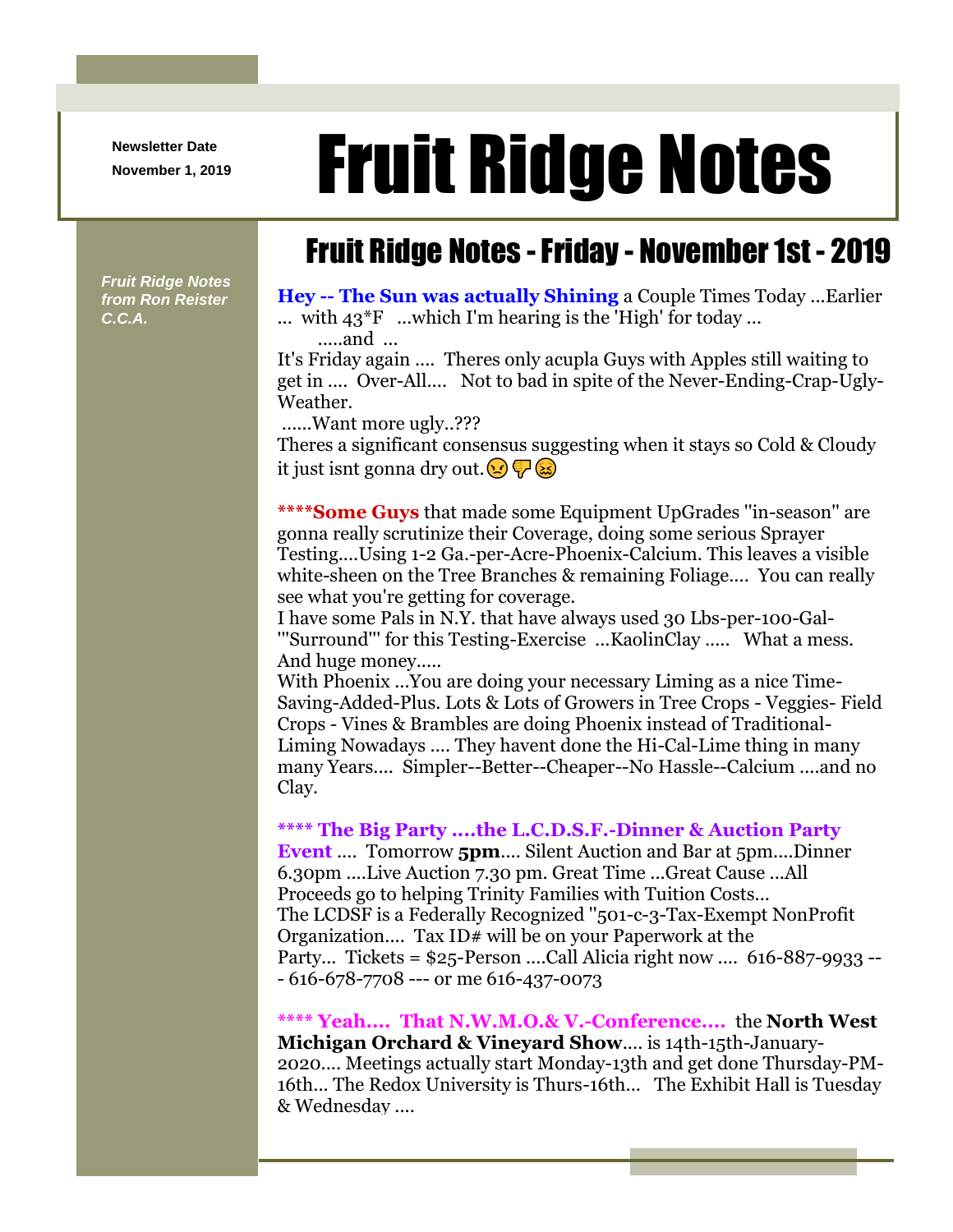Newsletter Date

November 1, 2019

# Fruit Ridge Notes

*Fruit Ridge Notes from Ron Reister C.C.A.*

## Fruit Ridge Notes - Friday - November 1st - 2019

**Hey -- The Sun was actually Shining** a Couple Times Today ...Earlier ... with 43*F ...which I'm hearing is the 'High' for today ...
.....and ...
It's Friday again .... Theres only acupla Guys with Apples still waiting to get in .... Over-All.... Not to bad in spite of the Never-Ending-Crap-Ugly-Weather.
......Want more ugly..???
Theres a significant consensus suggesting when it stays so Cold & Cloudy it just isnt gonna dry out.😠👎😖

**\*\*\*\*Some Guys** that made some Equipment UpGrades "in-season" are gonna really scrutinize their Coverage, doing some serious Sprayer Testing....Using 1-2 Ga.-per-Acre-Phoenix-Calcium. This leaves a visible white-sheen on the Tree Branches & remaining Foliage.... You can really see what you're getting for coverage.
I have some Pals in N.Y. that have always used 30 Lbs-per-100-Gal-"'Surround"' for this Testing-Exercise ...KaolinClay ..... What a mess. And huge money.....
With Phoenix ...You are doing your necessary Liming as a nice Time-Saving-Added-Plus. Lots & Lots of Growers in Tree Crops - Veggies- Field Crops - Vines & Brambles are doing Phoenix instead of Traditional-Liming Nowadays .... They havent done the Hi-Cal-Lime thing in many many Years.... Simpler--Better--Cheaper--No Hassle--Calcium ....and no Clay.

**\*\*\*\* The Big Party ....the L.C.D.S.F.-Dinner & Auction Party Event** .... Tomorrow **5pm**.... Silent Auction and Bar at 5pm....Dinner 6.30pm ....Live Auction 7.30 pm. Great Time ...Great Cause ...All Proceeds go to helping Trinity Families with Tuition Costs...
The LCDSF is a Federally Recognized "501-c-3-Tax-Exempt NonProfit Organization.... Tax ID# will be on your Paperwork at the Party... Tickets = $25-Person ....Call Alicia right now .... 616-887-9933 --- 616-678-7708 --- or me 616-437-0073

**\*\*\*\* Yeah.... That N.W.M.O.& V.-Conference....** the **North West Michigan Orchard & Vineyard Show**.... is 14th-15th-January-2020.... Meetings actually start Monday-13th and get done Thursday-PM-16th... The Redox University is Thurs-16th... The Exhibit Hall is Tuesday & Wednesday ....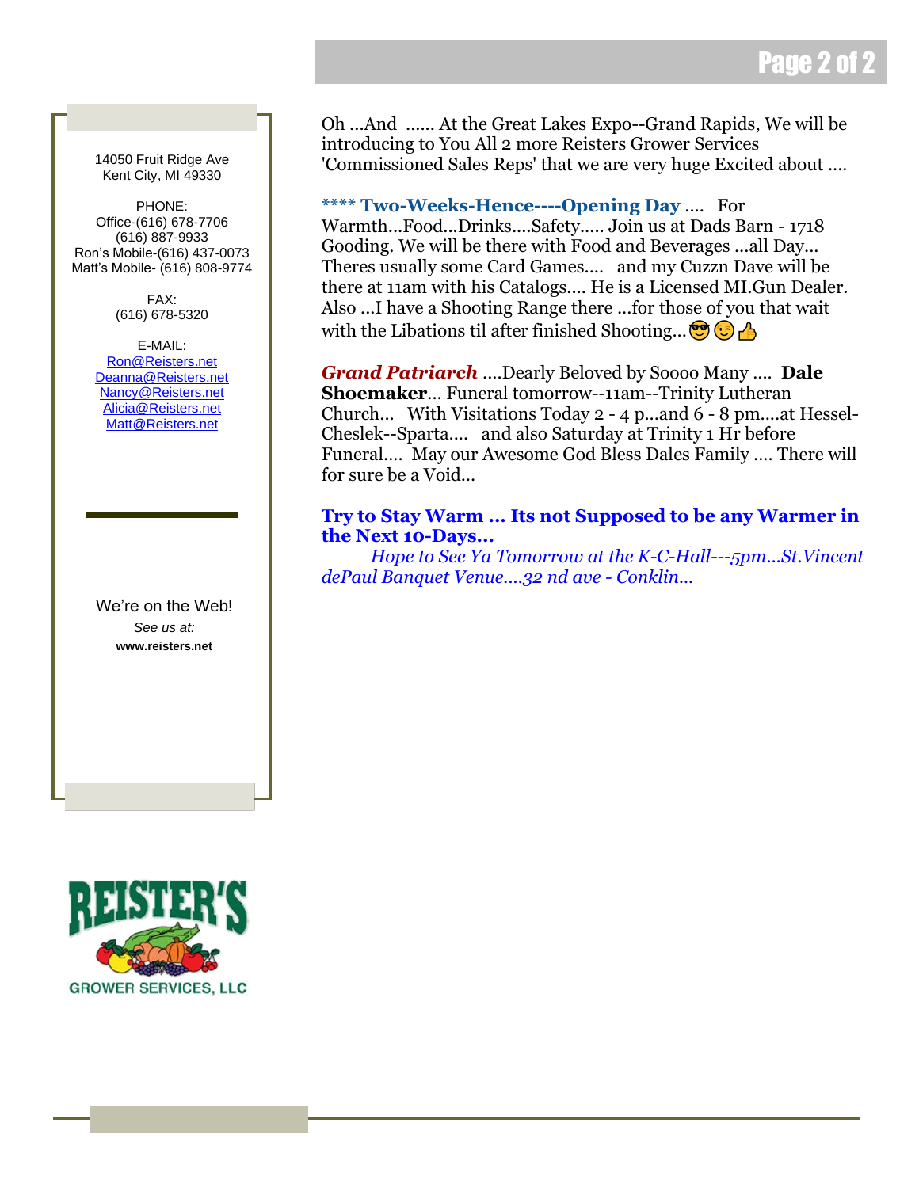14050 Fruit Ridge Ave
Kent City, MI 49330

PHONE:
Office-(616) 678-7706
(616) 887-9933
Ron's Mobile-(616) 437-0073
Matt's Mobile- (616) 808-9774

FAX:
(616) 678-5320

E-MAIL:
Ron@Reisters.net
Deanna@Reisters.net
Nancy@Reisters.net
Alicia@Reisters.net
Matt@Reisters.net

We're on the Web!
*See us at:*
**www.reisters.net**

REISTER'S
GROWER SERVICES, LLC

Oh ...And ...... At the Great Lakes Expo--Grand Rapids, We will be introducing to You All 2 more Reisters Grower Services 'Commissioned Sales Reps' that we are very huge Excited about ....

**\*\*\*\* Two-Weeks-Hence----Opening Day** .... For Warmth...Food...Drinks....Safety..... Join us at Dads Barn - 1718 Gooding. We will be there with Food and Beverages ...all Day... Theres usually some Card Games.... and my Cuzzn Dave will be there at 11am with his Catalogs.... He is a Licensed MI.Gun Dealer. Also ...I have a Shooting Range there ...for those of you that wait with the Libations til after finished Shooting...😎😉👍

***Grand Patriarch*** ....Dearly Beloved by Soooo Many .... **Dale Shoemaker**... Funeral tomorrow--11am--Trinity Lutheran Church... With Visitations Today 2 - 4 p...and 6 - 8 pm....at Hessel-Cheslek--Sparta.... and also Saturday at Trinity 1 Hr before Funeral.... May our Awesome God Bless Dales Family .... There will for sure be a Void...

**Try to Stay Warm ... Its not Supposed to be any Warmer in the Next 10-Days...**

*Hope to See Ya Tomorrow at the K-C-Hall---5pm...St.Vincent dePaul Banquet Venue....32 nd ave - Conklin...*